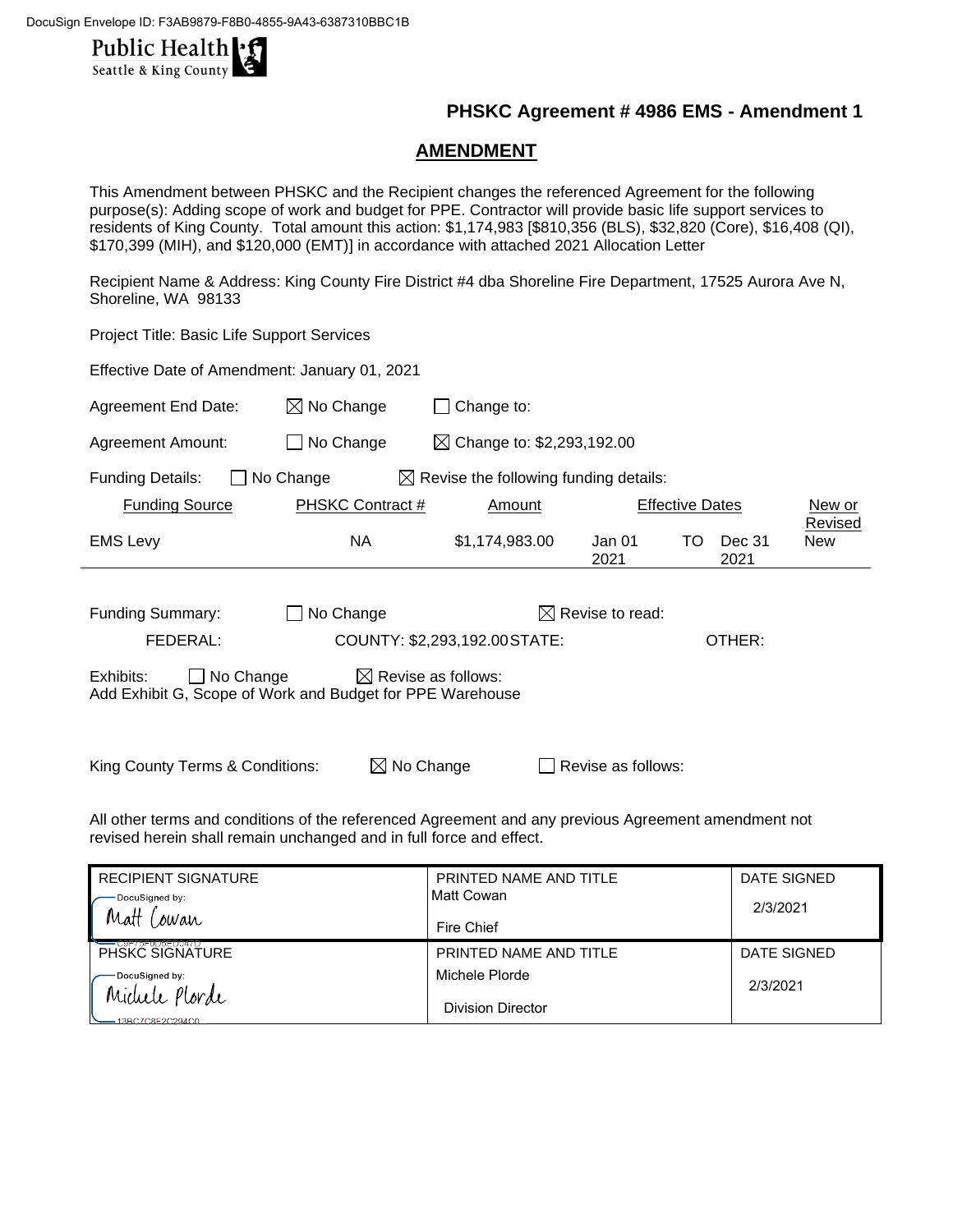DocuSign Envelope ID: F3AB9879-F8B0-4855-9A43-6387310BBC1B

Public Health
Seattle & King County

## PHSKC Agreement # 4986 EMS - Amendment 1

## AMENDMENT

This Amendment between PHSKC and the Recipient changes the referenced Agreement for the following purpose(s): Adding scope of work and budget for PPE. Contractor will provide basic life support services to residents of King County. Total amount this action: $1,174,983 [$810,356 (BLS), $32,820 (Core), $16,408 (QI), $170,399 (MIH), and $120,000 (EMT)] in accordance with attached 2021 Allocation Letter

Recipient Name & Address: King County Fire District #4 dba Shoreline Fire Department, 17525 Aurora Ave N, Shoreline, WA 98133

Project Title: Basic Life Support Services

Effective Date of Amendment: January 01, 2021

Agreement End Date: ☒ No Change ☐ Change to:

Agreement Amount: ☐ No Change ☒ Change to: $2,293,192.00

Funding Details: ☐ No Change ☒ Revise the following funding details:

| Funding Source | PHSKC Contract # | Amount | Effective Dates | New or Revised |
|---|---|---|---|---|
| EMS Levy | NA | $1,174,983.00 | Jan 01 2021 TO Dec 31 2021 | New |

Funding Summary: ☐ No Change ☒ Revise to read:

FEDERAL: COUNTY: $2,293,192.00 STATE: OTHER:

Exhibits: ☐ No Change ☒ Revise as follows:
Add Exhibit G, Scope of Work and Budget for PPE Warehouse

King County Terms & Conditions: ☒ No Change ☐ Revise as follows:

All other terms and conditions of the referenced Agreement and any previous Agreement amendment not revised herein shall remain unchanged and in full force and effect.

| RECIPIENT SIGNATURE | PRINTED NAME AND TITLE | DATE SIGNED |
|---|---|---|
| DocuSigned by: Matt Cowan | Matt Cowan<br>Fire Chief | 2/3/2021 |
| **PHSKC SIGNATURE** | **PRINTED NAME AND TITLE** | **DATE SIGNED** |
| DocuSigned by: Michele Plorde<br>13BC7C8E2C294C0 | Michele Plorde<br>Division Director | 2/3/2021 |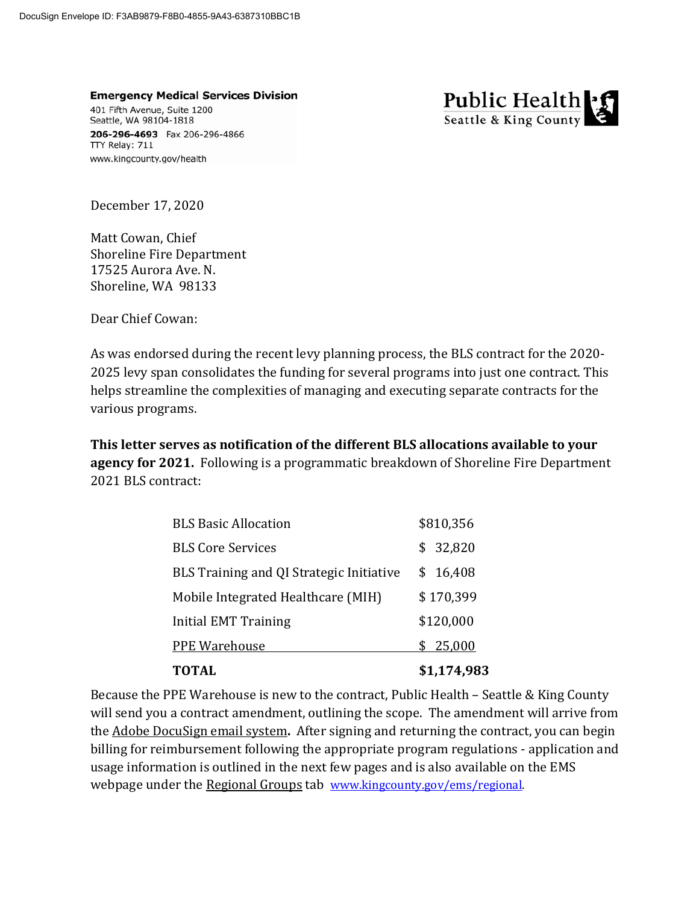DocuSign Envelope ID: F3AB9879-F8B0-4855-9A43-6387310BBC1B

**Emergency Medical Services Division**
401 Fifth Avenue, Suite 1200
Seattle, WA 98104-1818
**206-296-4693** Fax 206-296-4866
TTY Relay: 711
www.kingcounty.gov/health

Public Health
Seattle & King County

December 17, 2020

Matt Cowan, Chief
Shoreline Fire Department
17525 Aurora Ave. N.
Shoreline, WA 98133

Dear Chief Cowan:

As was endorsed during the recent levy planning process, the BLS contract for the 2020-2025 levy span consolidates the funding for several programs into just one contract. This helps streamline the complexities of managing and executing separate contracts for the various programs.

**This letter serves as notification of the different BLS allocations available to your agency for 2021.** Following is a programmatic breakdown of Shoreline Fire Department 2021 BLS contract:

| | |
|---|---|
| BLS Basic Allocation | $810,356 |
| BLS Core Services | $ 32,820 |
| BLS Training and QI Strategic Initiative | $ 16,408 |
| Mobile Integrated Healthcare (MIH) | $ 170,399 |
| Initial EMT Training | $120,000 |
| PPE Warehouse | $ 25,000 |
| **TOTAL** | **$1,174,983** |

Because the PPE Warehouse is new to the contract, Public Health – Seattle & King County will send you a contract amendment, outlining the scope. The amendment will arrive from the Adobe DocuSign email system**.** After signing and returning the contract, you can begin billing for reimbursement following the appropriate program regulations - application and usage information is outlined in the next few pages and is also available on the EMS webpage under the Regional Groups tab www.kingcounty.gov/ems/regional.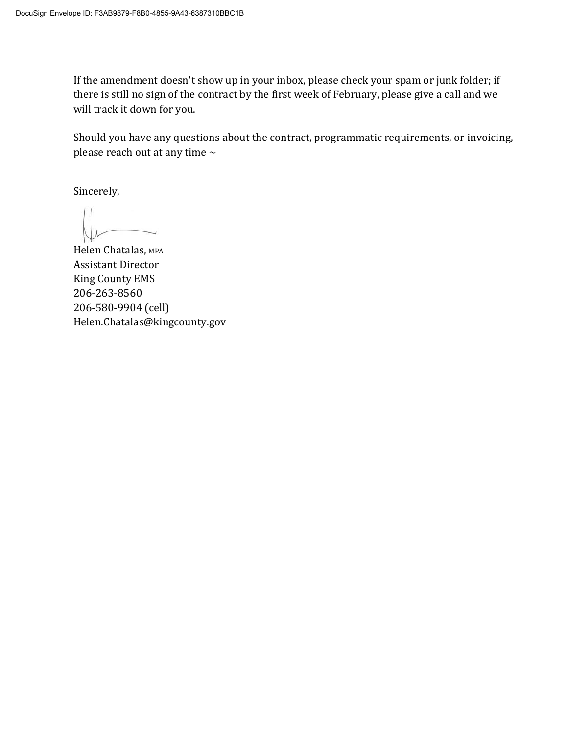If the amendment doesn't show up in your inbox, please check your spam or junk folder; if there is still no sign of the contract by the first week of February, please give a call and we will track it down for you.

Should you have any questions about the contract, programmatic requirements, or invoicing, please reach out at any time ~

Sincerely,

Helen Chatalas, MPA
Assistant Director
King County EMS
206-263-8560
206-580-9904 (cell)
Helen.Chatalas@kingcounty.gov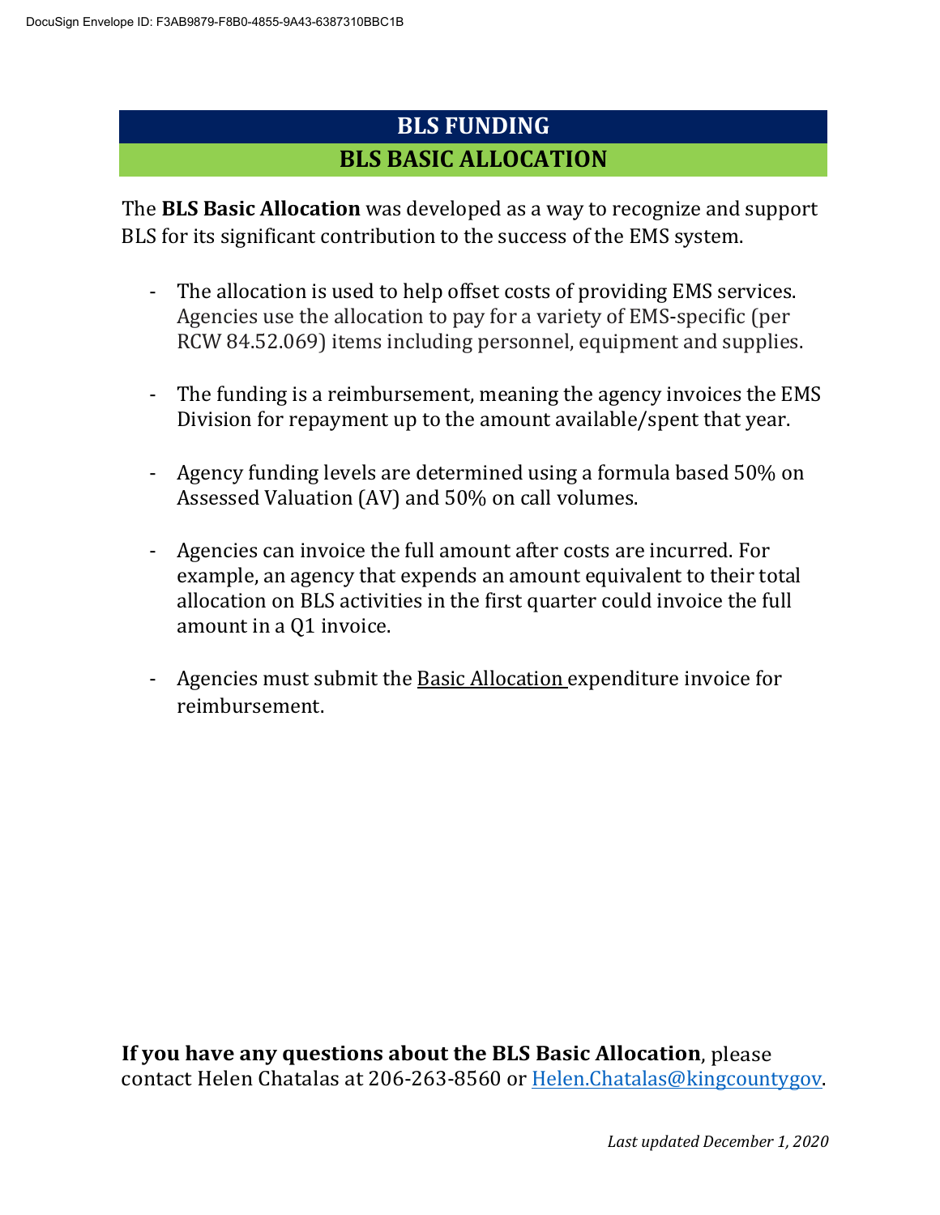# BLS FUNDING

## BLS BASIC ALLOCATION

The **BLS Basic Allocation** was developed as a way to recognize and support BLS for its significant contribution to the success of the EMS system.

- The allocation is used to help offset costs of providing EMS services. Agencies use the allocation to pay for a variety of EMS-specific (per RCW 84.52.069) items including personnel, equipment and supplies.
- The funding is a reimbursement, meaning the agency invoices the EMS Division for repayment up to the amount available/spent that year.
- Agency funding levels are determined using a formula based 50% on Assessed Valuation (AV) and 50% on call volumes.
- Agencies can invoice the full amount after costs are incurred. For example, an agency that expends an amount equivalent to their total allocation on BLS activities in the first quarter could invoice the full amount in a Q1 invoice.
- Agencies must submit the Basic Allocation expenditure invoice for reimbursement.

**If you have any questions about the BLS Basic Allocation**, please contact Helen Chatalas at 206-263-8560 or Helen.Chatalas@kingcountygov.

*Last updated December 1, 2020*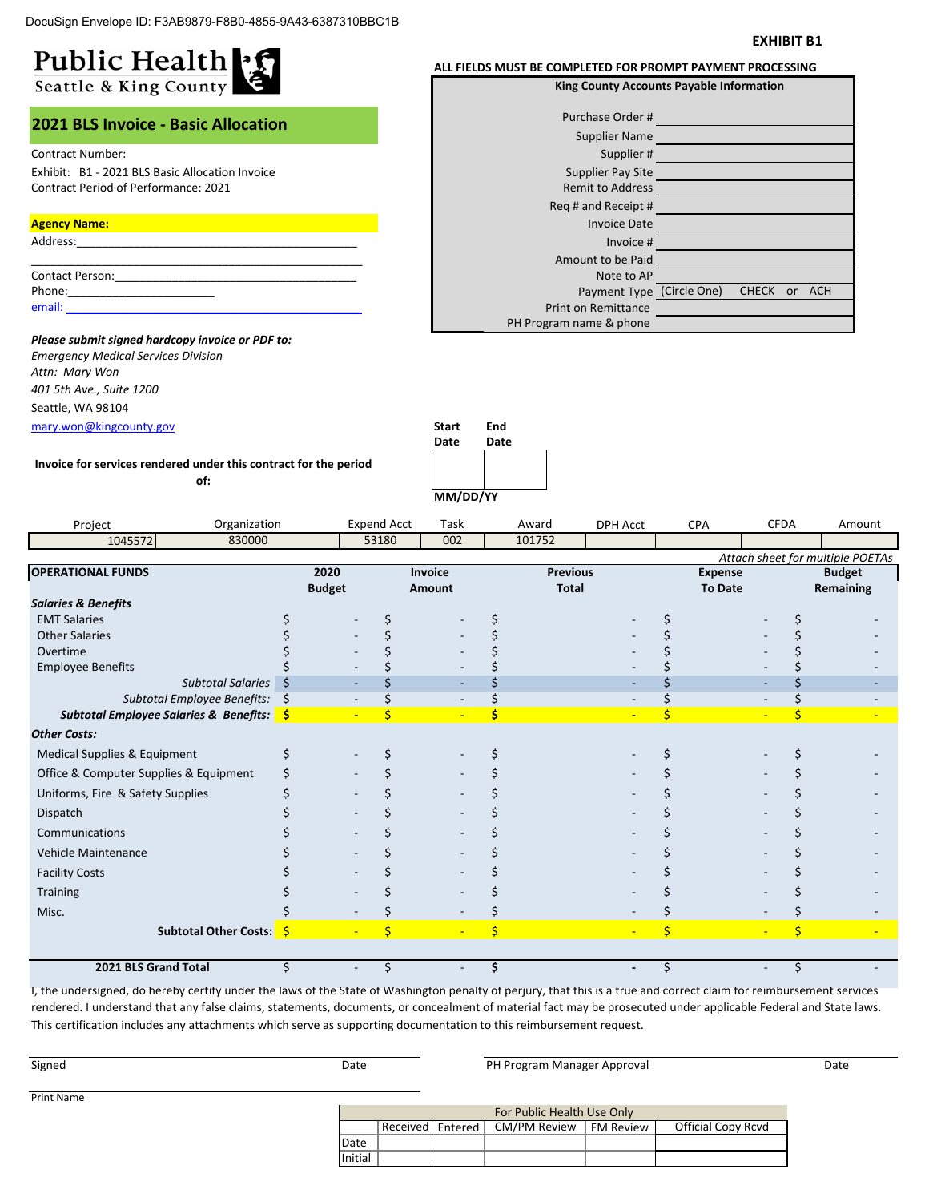DocuSign Envelope ID: F3AB9879-F8B0-4855-9A43-6387310BBC1B

**EXHIBIT B1**

Public Health
Seattle & King County

## 2021 BLS Invoice - Basic Allocation

Contract Number:
Exhibit: B1 - 2021 BLS Basic Allocation Invoice
Contract Period of Performance: 2021

**Agency Name:**
Address:____________________________________________

____________________________________________________
Contact Person:______________________________________
Phone:______________________
email: ______________________________________________

**ALL FIELDS MUST BE COMPLETED FOR PROMPT PAYMENT PROCESSING**

| King County Accounts Payable Information | |
|---|---|
| Purchase Order # | |
| Supplier Name | |
| Supplier # | |
| Supplier Pay Site | |
| Remit to Address | |
| Req # and Receipt # | |
| Invoice Date | |
| Invoice # | |
| Amount to be Paid | |
| Note to AP | |
| Payment Type | (Circle One) CHECK or ACH |
| Print on Remittance | |
| PH Program name & phone | |

***Please submit signed hardcopy invoice or PDF to:***
*Emergency Medical Services Division*
*Attn: Mary Won*
*401 5th Ave., Suite 1200*
Seattle, WA 98104
mary.won@kingcounty.gov

**Invoice for services rendered under this contract for the period of:**

| Start Date | End Date |
|---|---|
| | |

MM/DD/YY

| Project | Organization | Expend Acct | Task | Award | DPH Acct | CPA | CFDA | Amount |
|---|---|---|---|---|---|---|---|---|
| 1045572 | 830000 | 53180 | 002 | 101752 | | | | |

*Attach sheet for multiple POETAs*

| **OPERATIONAL FUNDS** | **2020 Budget** | **Invoice Amount** | **Previous Total** | **Expense To Date** | **Budget Remaining** |
|---|---|---|---|---|---|
| ***Salaries & Benefits*** | | | | | |
| EMT Salaries | $ - | $ - | $ - | $ - | $ - |
| Other Salaries | $ - | $ - | $ - | $ - | $ - |
| Overtime | $ - | $ - | $ - | $ - | $ - |
| Employee Benefits | $ - | $ - | $ - | $ - | $ - |
| *Subtotal Salaries* | $ - | $ - | $ - | $ - | $ - |
| *Subtotal Employee Benefits:* | $ - | $ - | $ - | $ - | $ - |
| ***Subtotal Employee Salaries & Benefits:*** | **$ -** | **$ -** | **$ -** | **$ -** | **$ -** |
| ***Other Costs:*** | | | | | |
| Medical Supplies & Equipment | $ - | $ - | $ - | $ - | $ - |
| Office & Computer Supplies & Equipment | $ - | $ - | $ - | $ - | $ - |
| Uniforms, Fire & Safety Supplies | $ - | $ - | $ - | $ - | $ - |
| Dispatch | $ - | $ - | $ - | $ - | $ - |
| Communications | $ - | $ - | $ - | $ - | $ - |
| Vehicle Maintenance | $ - | $ - | $ - | $ - | $ - |
| Facility Costs | $ - | $ - | $ - | $ - | $ - |
| Training | $ - | $ - | $ - | $ - | $ - |
| Misc. | $ - | $ - | $ - | $ - | $ - |
| **Subtotal Other Costs:** | $ - | $ - | $ - | $ - | $ - |
| **2021 BLS Grand Total** | $ - | $ - | **$ -** | $ - | $ - |

I, the undersigned, do hereby certify under the laws of the State of Washington penalty of perjury, that this is a true and correct claim for reimbursement services rendered. I understand that any false claims, statements, documents, or concealment of material fact may be prosecuted under applicable Federal and State laws. This certification includes any attachments which serve as supporting documentation to this reimbursement request.

Signed ____________________ Date ____________ PH Program Manager Approval ____________________ Date ____________

Print Name ____________________

| For Public Health Use Only | | | | | |
|---|---|---|---|---|---|
| | Received | Entered | CM/PM Review | FM Review | Official Copy Rcvd |
| Date | | | | | |
| Initial | | | | | |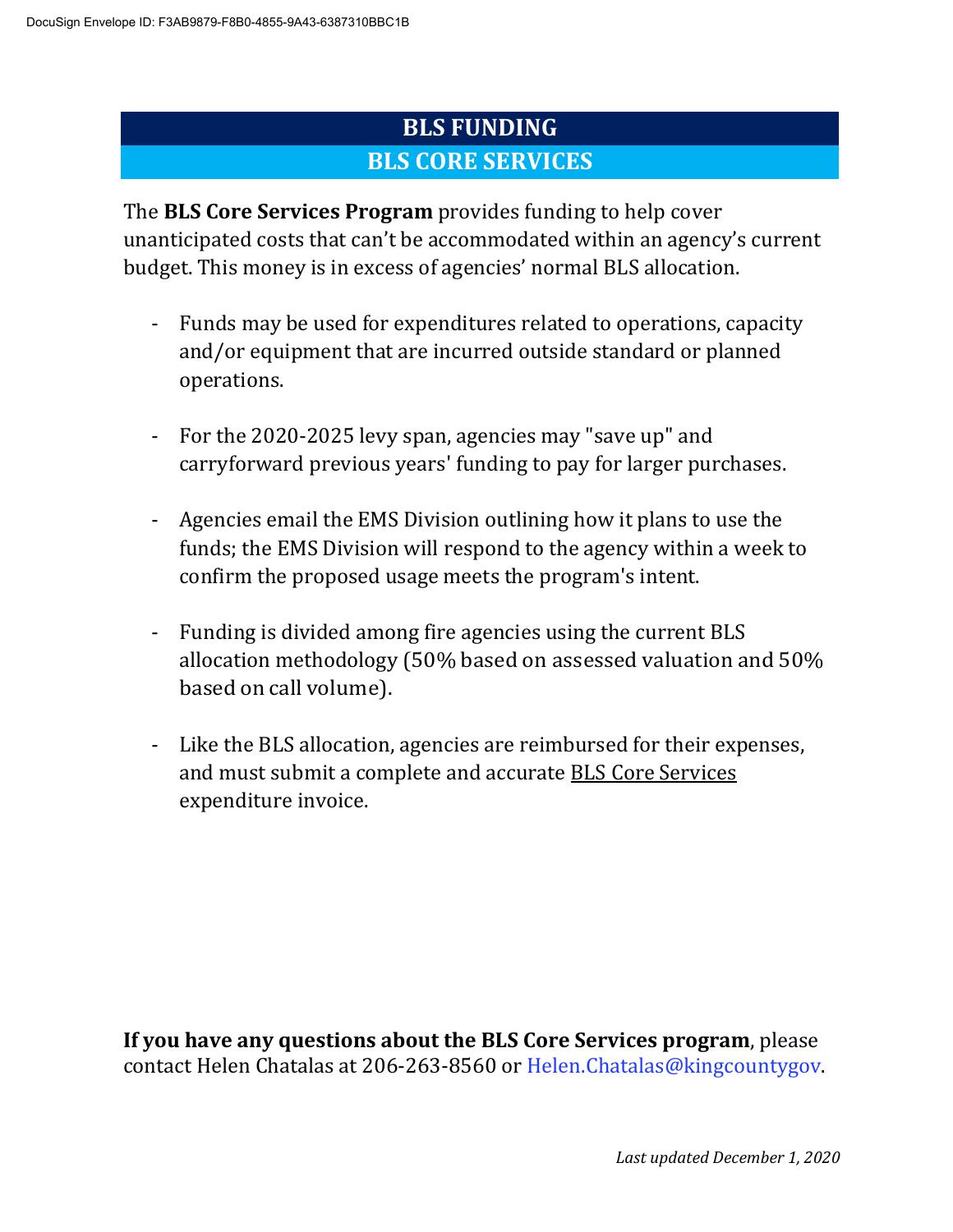# BLS FUNDING

## BLS CORE SERVICES

The **BLS Core Services Program** provides funding to help cover unanticipated costs that can't be accommodated within an agency's current budget. This money is in excess of agencies' normal BLS allocation.

- Funds may be used for expenditures related to operations, capacity and/or equipment that are incurred outside standard or planned operations.

- For the 2020-2025 levy span, agencies may "save up" and carryforward previous years' funding to pay for larger purchases.

- Agencies email the EMS Division outlining how it plans to use the funds; the EMS Division will respond to the agency within a week to confirm the proposed usage meets the program's intent.

- Funding is divided among fire agencies using the current BLS allocation methodology (50% based on assessed valuation and 50% based on call volume).

- Like the BLS allocation, agencies are reimbursed for their expenses, and must submit a complete and accurate BLS Core Services expenditure invoice.

**If you have any questions about the BLS Core Services program**, please contact Helen Chatalas at 206-263-8560 or Helen.Chatalas@kingcountygov.

*Last updated December 1, 2020*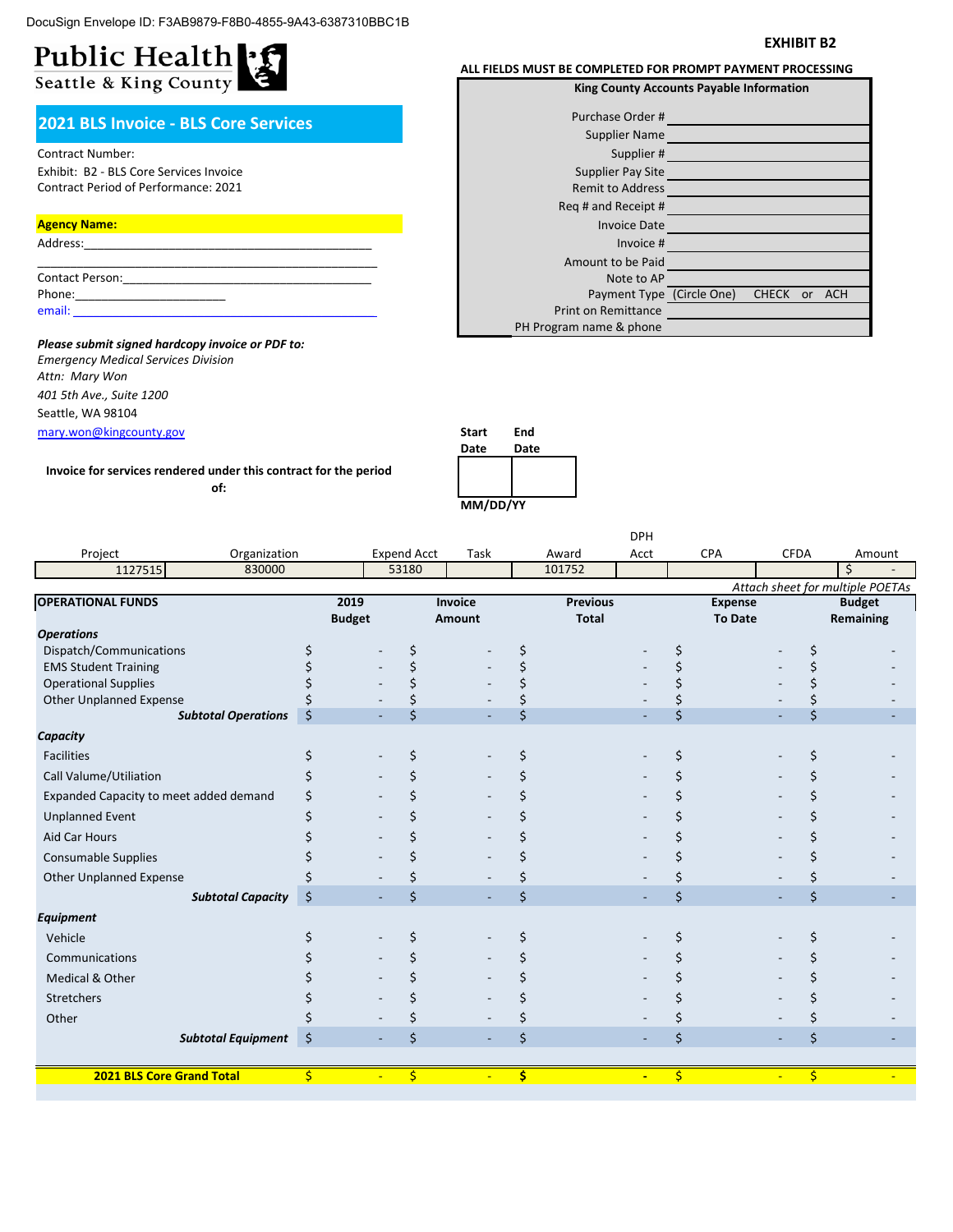DocuSign Envelope ID: F3AB9879-F8B0-4855-9A43-6387310BBC1B

**EXHIBIT B2**

**Public Health**
Seattle & King County

## 2021 BLS Invoice - BLS Core Services

Contract Number:
Exhibit: B2 - BLS Core Services Invoice
Contract Period of Performance: 2021

**Agency Name:**
Address:____________________________________________

____________________________________________________
Contact Person:______________________________________
Phone:_____________________
email: ____________________________________________

***Please submit signed hardcopy invoice or PDF to:***
*Emergency Medical Services Division*
*Attn: Mary Won*
*401 5th Ave., Suite 1200*
*Seattle, WA 98104*
mary.won@kingcounty.gov

**ALL FIELDS MUST BE COMPLETED FOR PROMPT PAYMENT PROCESSING**

| King County Accounts Payable Information | |
|---|---|
| Purchase Order # | |
| Supplier Name | |
| Supplier # | |
| Supplier Pay Site | |
| Remit to Address | |
| Req # and Receipt # | |
| Invoice Date | |
| Invoice # | |
| Amount to be Paid | |
| Note to AP | |
| Payment Type | (Circle One) CHECK or ACH |
| Print on Remittance | |
| PH Program name & phone | |

**Invoice for services rendered under this contract for the period of:**

| Start Date | End Date |
|---|---|
| | |

**MM/DD/YY**

| Project | Organization | Expend Acct | Task | Award | DPH Acct | CPA | CFDA | Amount |
|---|---|---|---|---|---|---|---|---|
| 1127515 | 830000 | 53180 | | 101752 | | | | $ - |

*Attach sheet for multiple POETAs*

| OPERATIONAL FUNDS | 2019 Budget | Invoice Amount | Previous Total | Expense To Date | Budget Remaining |
|---|---|---|---|---|---|
| ***Operations*** | | | | | |
| Dispatch/Communications | $ - | $ - | $ - | $ - | $ - |
| EMS Student Training | $ - | $ - | $ - | $ - | $ - |
| Operational Supplies | $ - | $ - | $ - | $ - | $ - |
| Other Unplanned Expense | $ - | $ - | $ - | $ - | $ - |
| ***Subtotal Operations*** | $ - | $ - | $ - | $ - | $ - |
| ***Capacity*** | | | | | |
| Facilities | $ - | $ - | $ - | $ - | $ - |
| Call Valume/Utiliation | $ - | $ - | $ - | $ - | $ - |
| Expanded Capacity to meet added demand | $ - | $ - | $ - | $ - | $ - |
| Unplanned Event | $ - | $ - | $ - | $ - | $ - |
| Aid Car Hours | $ - | $ - | $ - | $ - | $ - |
| Consumable Supplies | $ - | $ - | $ - | $ - | $ - |
| Other Unplanned Expense | $ - | $ - | $ - | $ - | $ - |
| ***Subtotal Capacity*** | $ - | $ - | $ - | $ - | $ - |
| ***Equipment*** | | | | | |
| Vehicle | $ - | $ - | $ - | $ - | $ - |
| Communications | $ - | $ - | $ - | $ - | $ - |
| Medical & Other | $ - | $ - | $ - | $ - | $ - |
| Stretchers | $ - | $ - | $ - | $ - | $ - |
| Other | $ - | $ - | $ - | $ - | $ - |
| ***Subtotal Equipment*** | $ - | $ - | $ - | $ - | $ - |
| **2021 BLS Core Grand Total** | $ - | $ - | $ - | $ - | $ - |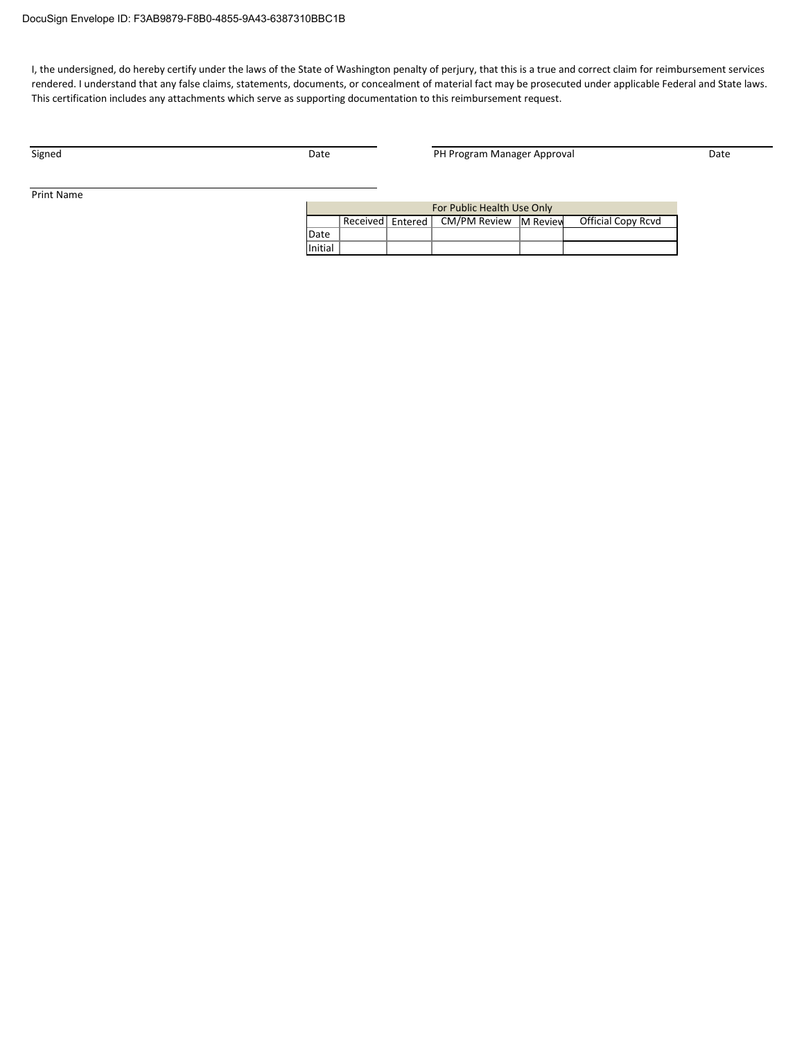DocuSign Envelope ID: F3AB9879-F8B0-4855-9A43-6387310BBC1B

I, the undersigned, do hereby certify under the laws of the State of Washington penalty of perjury, that this is a true and correct claim for reimbursement services rendered. I understand that any false claims, statements, documents, or concealment of material fact may be prosecuted under applicable Federal and State laws. This certification includes any attachments which serve as supporting documentation to this reimbursement request.

Signed  Date

PH Program Manager Approval  Date

Print Name

| For Public Health Use Only | | | | | |
|---|---|---|---|---|---|
| | Received | Entered | CM/PM Review | M Review | Official Copy Rcvd |
| Date | | | | | |
| Initial | | | | | |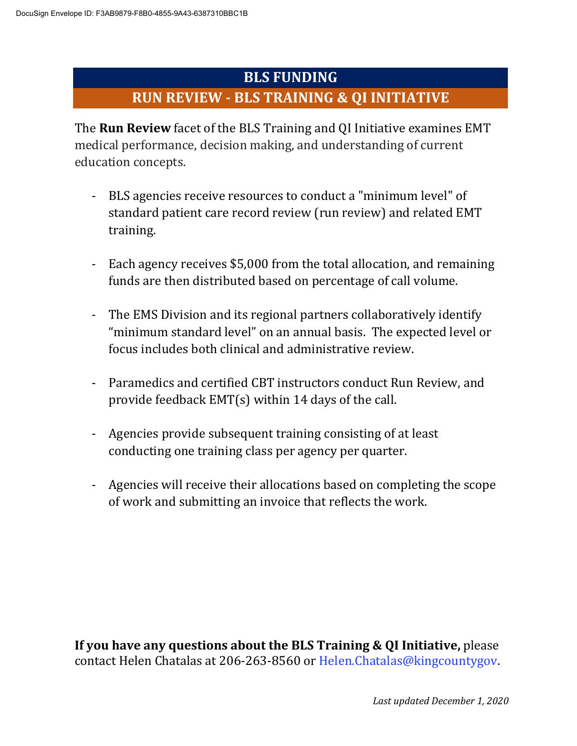# BLS FUNDING

## RUN REVIEW - BLS TRAINING & QI INITIATIVE

The **Run Review** facet of the BLS Training and QI Initiative examines EMT medical performance, decision making, and understanding of current education concepts.

- BLS agencies receive resources to conduct a "minimum level" of standard patient care record review (run review) and related EMT training.

- Each agency receives $5,000 from the total allocation, and remaining funds are then distributed based on percentage of call volume.

- The EMS Division and its regional partners collaboratively identify "minimum standard level" on an annual basis. The expected level or focus includes both clinical and administrative review.

- Paramedics and certified CBT instructors conduct Run Review, and provide feedback EMT(s) within 14 days of the call.

- Agencies provide subsequent training consisting of at least conducting one training class per agency per quarter.

- Agencies will receive their allocations based on completing the scope of work and submitting an invoice that reflects the work.

**If you have any questions about the BLS Training & QI Initiative,** please contact Helen Chatalas at 206-263-8560 or Helen.Chatalas@kingcountygov.

*Last updated December 1, 2020*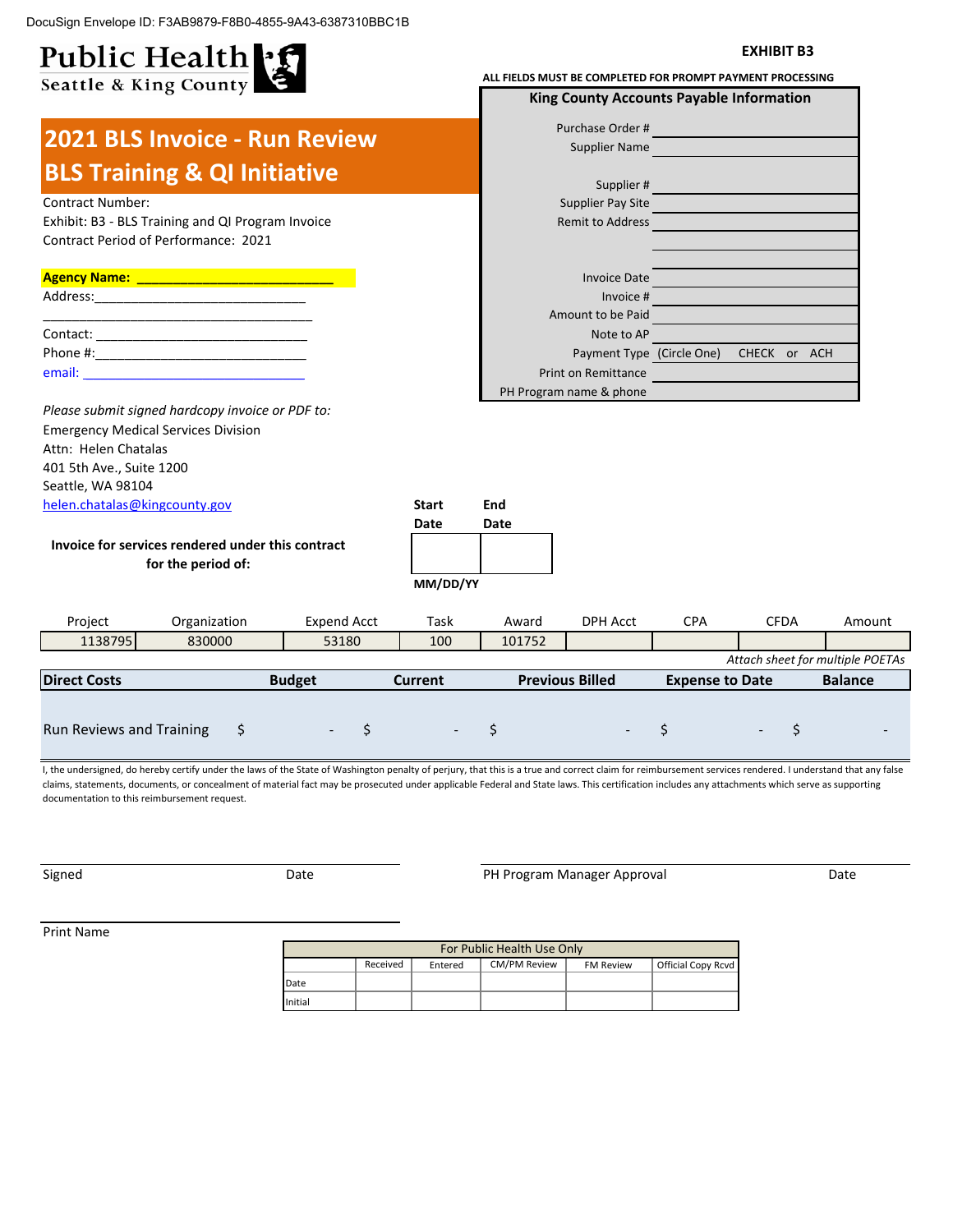DocuSign Envelope ID: F3AB9879-F8B0-4855-9A43-6387310BBC1B

**Public Health**
Seattle & King County

**EXHIBIT B3**

**ALL FIELDS MUST BE COMPLETED FOR PROMPT PAYMENT PROCESSING**

| **King County Accounts Payable Information** | |
|---|---|
| Purchase Order # | |
| Supplier Name | |
| Supplier # | |
| Supplier Pay Site | |
| Remit to Address | |
| | |
| | |
| Invoice Date | |
| Invoice # | |
| Amount to be Paid | |
| Note to AP | |
| Payment Type | (Circle One) CHECK or ACH |
| Print on Remittance | |
| PH Program name & phone | |

# 2021 BLS Invoice - Run Review
# BLS Training & QI Initiative

Contract Number:
Exhibit: B3 - BLS Training and QI Program Invoice
Contract Period of Performance: 2021

**Agency Name: ___________________________**
Address:______________________________
_____________________________________
Contact: ______________________________
Phone #:______________________________
email: ______________________________

*Please submit signed hardcopy invoice or PDF to:*
Emergency Medical Services Division
Attn: Helen Chatalas
401 5th Ave., Suite 1200
Seattle, WA 98104
helen.chatalas@kingcounty.gov

**Invoice for services rendered under this contract for the period of:**

| **Start Date** | **End Date** |
|---|---|
| | |

**MM/DD/YY**

| Project | Organization | Expend Acct | Task | Award | DPH Acct | CPA | CFDA | Amount |
|---|---|---|---|---|---|---|---|---|
| 1138795 | 830000 | 53180 | 100 | 101752 | | | | |

*Attach sheet for multiple POETAs*

| **Direct Costs** | **Budget** | **Current** | **Previous Billed** | **Expense to Date** | **Balance** |
|---|---|---|---|---|---|
| Run Reviews and Training | $ - | $ - | $ - | $ - | $ - |

I, the undersigned, do hereby certify under the laws of the State of Washington penalty of perjury, that this is a true and correct claim for reimbursement services rendered. I understand that any false claims, statements, documents, or concealment of material fact may be prosecuted under applicable Federal and State laws. This certification includes any attachments which serve as supporting documentation to this reimbursement request.

Signed ______________ Date ______________

PH Program Manager Approval ______________ Date ______________

Print Name ______________

| For Public Health Use Only | | | | | |
|---|---|---|---|---|---|
| | Received | Entered | CM/PM Review | FM Review | Official Copy Rcvd |
| Date | | | | | |
| Initial | | | | | |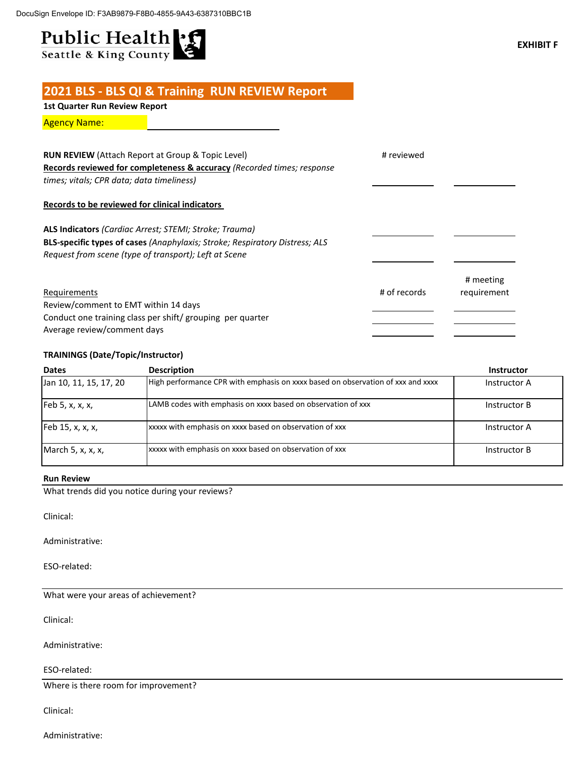DocuSign Envelope ID: F3AB9879-F8B0-4855-9A43-6387310BBC1B

Public Health
Seattle & King County

**EXHIBIT F**

## 2021 BLS - BLS QI & Training RUN REVIEW Report

**1st Quarter Run Review Report**

Agency Name: ______________________

| | # reviewed | |
|---|---|---|
| **RUN REVIEW** (Attach Report at Group & Topic Level) | | |
| **Records reviewed for completeness & accuracy** *(Recorded times; response times; vitals; CPR data; data timeliness)* | ________ | ________ |
| **Records to be reviewed for clinical indicators** | | |
| **ALS Indicators** *(Cardiac Arrest; STEMI; Stroke; Trauma)* | ________ | ________ |
| **BLS-specific types of cases** *(Anaphylaxis; Stroke; Respiratory Distress; ALS Request from scene (type of transport); Left at Scene* | ________ | ________ |

| Requirements | # of records | # meeting requirement |
|---|---|---|
| Review/comment to EMT within 14 days | ________ | ________ |
| Conduct one training class per shift/ grouping per quarter | ________ | ________ |
| Average review/comment days | ________ | ________ |

**TRAININGS (Date/Topic/Instructor)**

| Dates | Description | Instructor |
|---|---|---|
| Jan 10, 11, 15, 17, 20 | High performance CPR with emphasis on xxxx based on observation of xxx and xxxx | Instructor A |
| Feb 5, x, x, x, | LAMB codes with emphasis on xxxx based on observation of xxx | Instructor B |
| Feb 15, x, x, x, | xxxxx with emphasis on xxxx based on observation of xxx | Instructor A |
| March 5, x, x, x, | xxxxx with emphasis on xxxx based on observation of xxx | Instructor B |

**Run Review**

What trends did you notice during your reviews?

Clinical:

Administrative:

ESO-related:

What were your areas of achievement?

Clinical:

Administrative:

ESO-related:

Where is there room for improvement?

Clinical:

Administrative: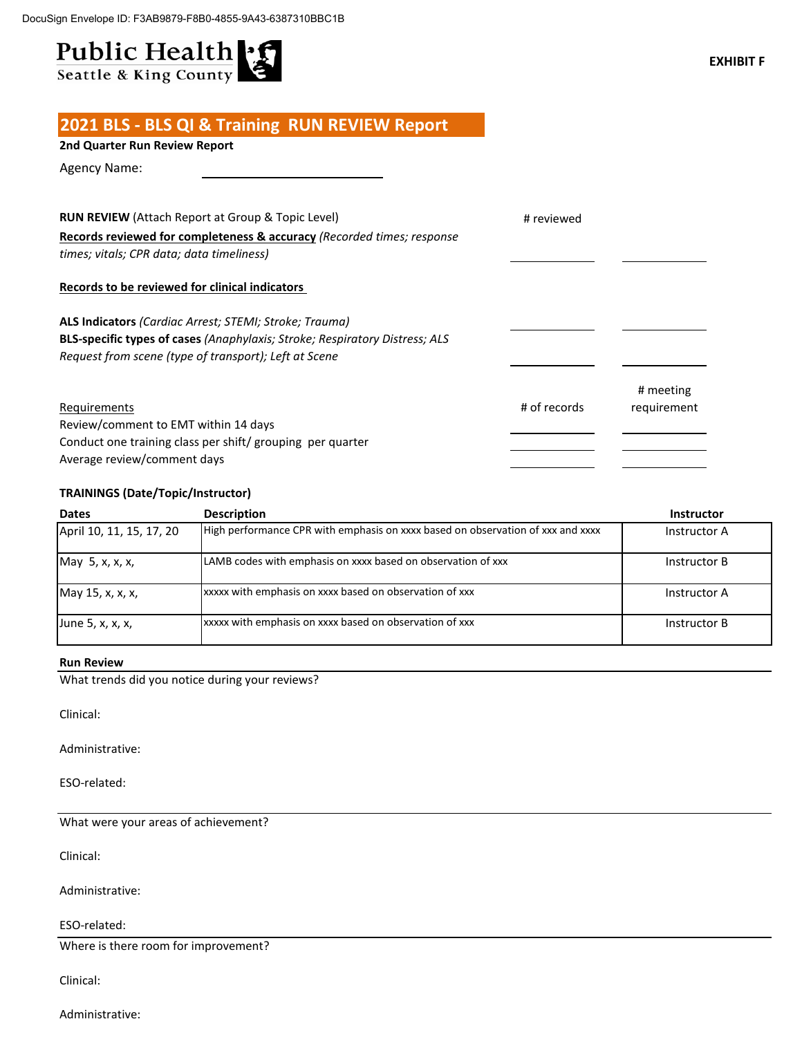DocuSign Envelope ID: F3AB9879-F8B0-4855-9A43-6387310BBC1B

Public Health
Seattle & King County

**EXHIBIT F**

# 2021 BLS - BLS QI & Training RUN REVIEW Report

**2nd Quarter Run Review Report**

Agency Name: ____________________

| | # reviewed | |
|---|---|---|
| **RUN REVIEW** (Attach Report at Group & Topic Level) | | |
| **Records reviewed for completeness & accuracy** *(Recorded times; response times; vitals; CPR data; data timeliness)* | ________ | ________ |
| **Records to be reviewed for clinical indicators** | | |
| **ALS Indicators** *(Cardiac Arrest; STEMI; Stroke; Trauma)* | ________ | ________ |
| **BLS-specific types of cases** *(Anaphylaxis; Stroke; Respiratory Distress; ALS Request from scene (type of transport); Left at Scene* | ________ | ________ |

| Requirements | # of records | # meeting requirement |
|---|---|---|
| Review/comment to EMT within 14 days | ________ | ________ |
| Conduct one training class per shift/ grouping per quarter | ________ | ________ |
| Average review/comment days | ________ | ________ |

**TRAININGS (Date/Topic/Instructor)**

| Dates | Description | Instructor |
|---|---|---|
| April 10, 11, 15, 17, 20 | High performance CPR with emphasis on xxxx based on observation of xxx and xxxx | Instructor A |
| May 5, x, x, x, | LAMB codes with emphasis on xxxx based on observation of xxx | Instructor B |
| May 15, x, x, x, | xxxxx with emphasis on xxxx based on observation of xxx | Instructor A |
| June 5, x, x, x, | xxxxx with emphasis on xxxx based on observation of xxx | Instructor B |

**Run Review**

What trends did you notice during your reviews?

Clinical:

Administrative:

ESO-related:

What were your areas of achievement?

Clinical:

Administrative:

ESO-related:

Where is there room for improvement?

Clinical:

Administrative: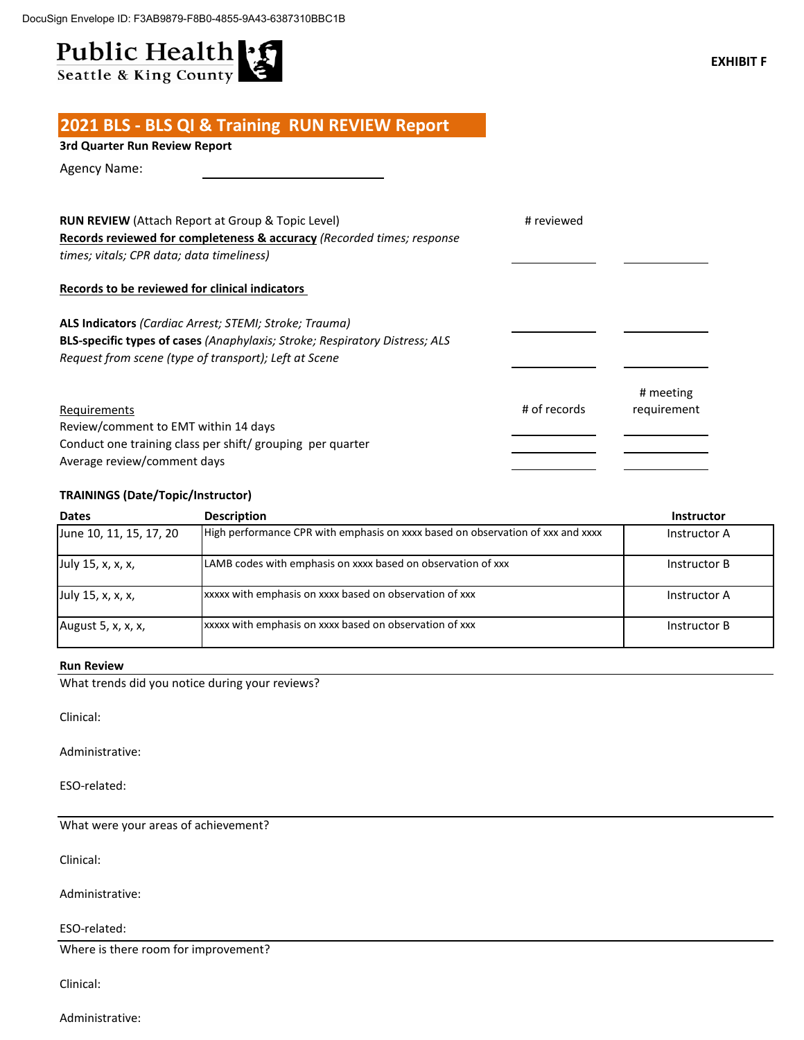DocuSign Envelope ID: F3AB9879-F8B0-4855-9A43-6387310BBC1B

Public Health
Seattle & King County

**EXHIBIT F**

## 2021 BLS - BLS QI & Training RUN REVIEW Report

**3rd Quarter Run Review Report**

Agency Name: ____________________

**RUN REVIEW** (Attach Report at Group & Topic Level) — # reviewed

**Records reviewed for completeness & accuracy** *(Recorded times; response times; vitals; CPR data; data timeliness)* ____________ ____________

**Records to be reviewed for clinical indicators**

**ALS Indicators** *(Cardiac Arrest; STEMI; Stroke; Trauma)* ____________ ____________

**BLS-specific types of cases** *(Anaphylaxis; Stroke; Respiratory Distress; ALS Request from scene (type of transport); Left at Scene* ____________ ____________

| Requirements | # of records | # meeting requirement |
|---|---|---|
| Review/comment to EMT within 14 days | | |
| Conduct one training class per shift/ grouping per quarter | | |
| Average review/comment days | | |

**TRAININGS (Date/Topic/Instructor)**

| Dates | Description | Instructor |
|---|---|---|
| June 10, 11, 15, 17, 20 | High performance CPR with emphasis on xxxx based on observation of xxx and xxxx | Instructor A |
| July 15, x, x, x, | LAMB codes with emphasis on xxxx based on observation of xxx | Instructor B |
| July 15, x, x, x, | xxxxx with emphasis on xxxx based on observation of xxx | Instructor A |
| August 5, x, x, x, | xxxxx with emphasis on xxxx based on observation of xxx | Instructor B |

**Run Review**

What trends did you notice during your reviews?

Clinical:

Administrative:

ESO-related:

What were your areas of achievement?

Clinical:

Administrative:

ESO-related:

Where is there room for improvement?

Clinical:

Administrative: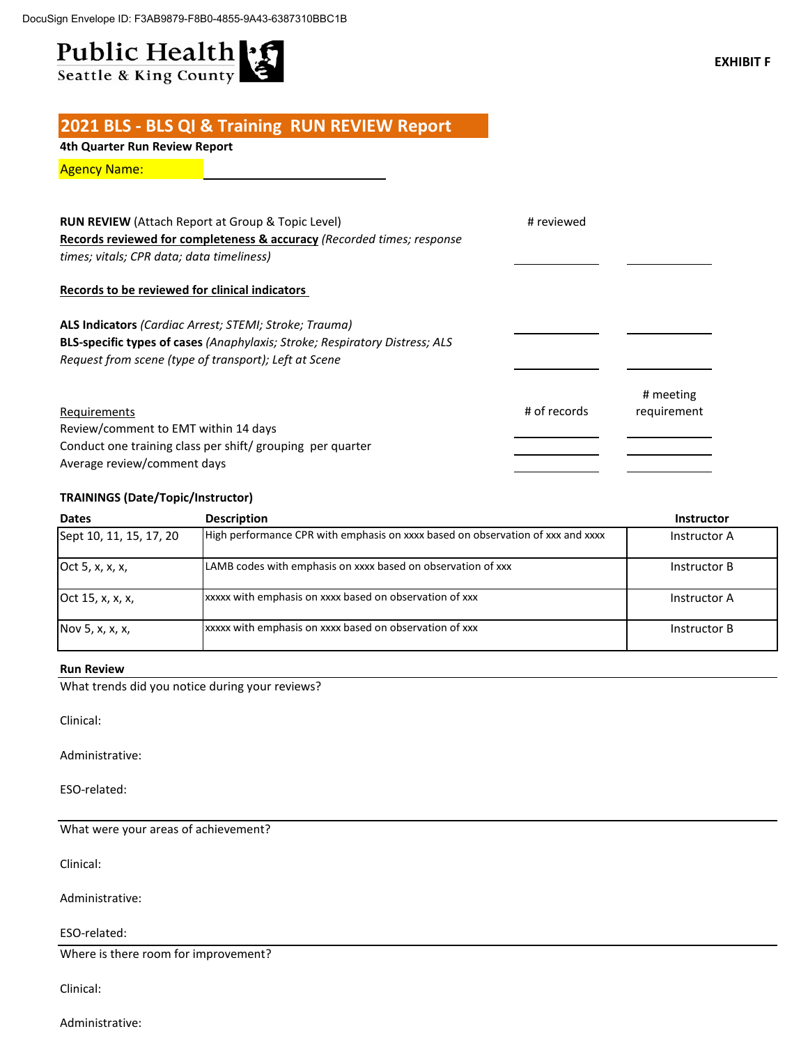DocuSign Envelope ID: F3AB9879-F8B0-4855-9A43-6387310BBC1B

Public Health
Seattle & King County

**EXHIBIT F**

## 2021 BLS - BLS QI & Training RUN REVIEW Report

**4th Quarter Run Review Report**

Agency Name: ______________________

**RUN REVIEW** (Attach Report at Group & Topic Level) — # reviewed

**Records reviewed for completeness & accuracy** *(Recorded times; response times; vitals; CPR data; data timeliness)* ____________ ____________

**Records to be reviewed for clinical indicators**

**ALS Indicators** *(Cardiac Arrest; STEMI; Stroke; Trauma)* ____________ ____________

**BLS-specific types of cases** *(Anaphylaxis; Stroke; Respiratory Distress; ALS Request from scene (type of transport); Left at Scene* ____________ ____________

| Requirements | # of records | # meeting requirement |
|---|---|---|
| Review/comment to EMT within 14 days | | |
| Conduct one training class per shift/ grouping per quarter | | |
| Average review/comment days | | |

**TRAININGS (Date/Topic/Instructor)**

| Dates | Description | Instructor |
|---|---|---|
| Sept 10, 11, 15, 17, 20 | High performance CPR with emphasis on xxxx based on observation of xxx and xxxx | Instructor A |
| Oct 5, x, x, x, | LAMB codes with emphasis on xxxx based on observation of xxx | Instructor B |
| Oct 15, x, x, x, | xxxxx with emphasis on xxxx based on observation of xxx | Instructor A |
| Nov 5, x, x, x, | xxxxx with emphasis on xxxx based on observation of xxx | Instructor B |

**Run Review**

What trends did you notice during your reviews?

Clinical:

Administrative:

ESO-related:

---

What were your areas of achievement?

Clinical:

Administrative:

ESO-related:

---

Where is there room for improvement?

Clinical:

Administrative: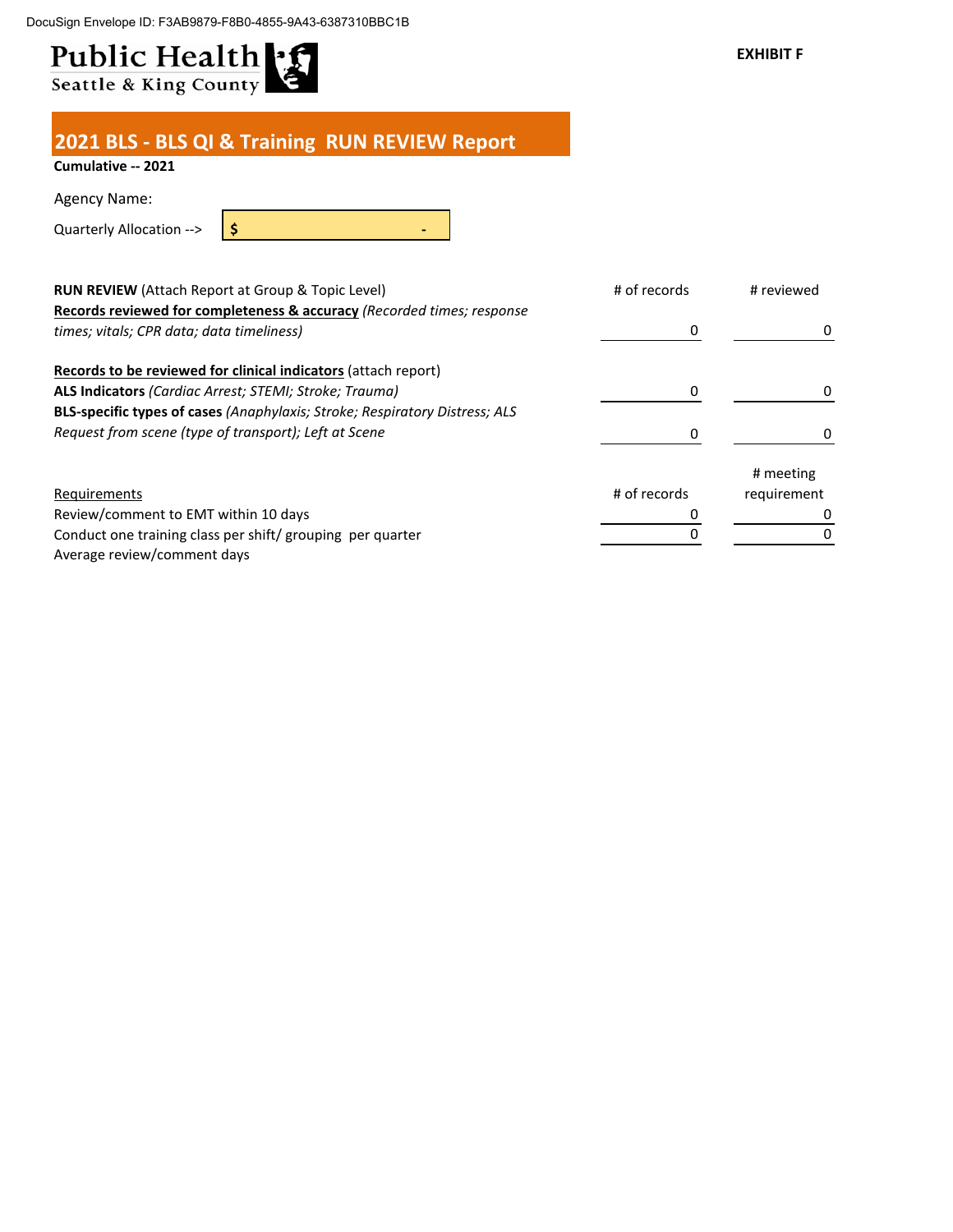DocuSign Envelope ID: F3AB9879-F8B0-4855-9A43-6387310BBC1B

Public Health
Seattle & King County

**EXHIBIT F**

## 2021 BLS - BLS QI & Training RUN REVIEW Report

**Cumulative -- 2021**

Agency Name:

Quarterly Allocation --> $ -

| **RUN REVIEW** (Attach Report at Group & Topic Level) | # of records | # reviewed |
|---|---|---|
| **<u>Records reviewed for completeness & accuracy</u>** *(Recorded times; response times; vitals; CPR data; data timeliness)* | 0 | 0 |
| **<u>Records to be reviewed for clinical indicators</u>** (attach report) | | |
| **ALS Indicators** *(Cardiac Arrest; STEMI; Stroke; Trauma)* | 0 | 0 |
| **BLS-specific types of cases** *(Anaphylaxis; Stroke; Respiratory Distress; ALS Request from scene (type of transport); Left at Scene* | 0 | 0 |

| <u>Requirements</u> | # of records | # meeting requirement |
|---|---|---|
| Review/comment to EMT within 10 days | 0 | 0 |
| Conduct one training class per shift/ grouping per quarter | 0 | 0 |
| Average review/comment days | | |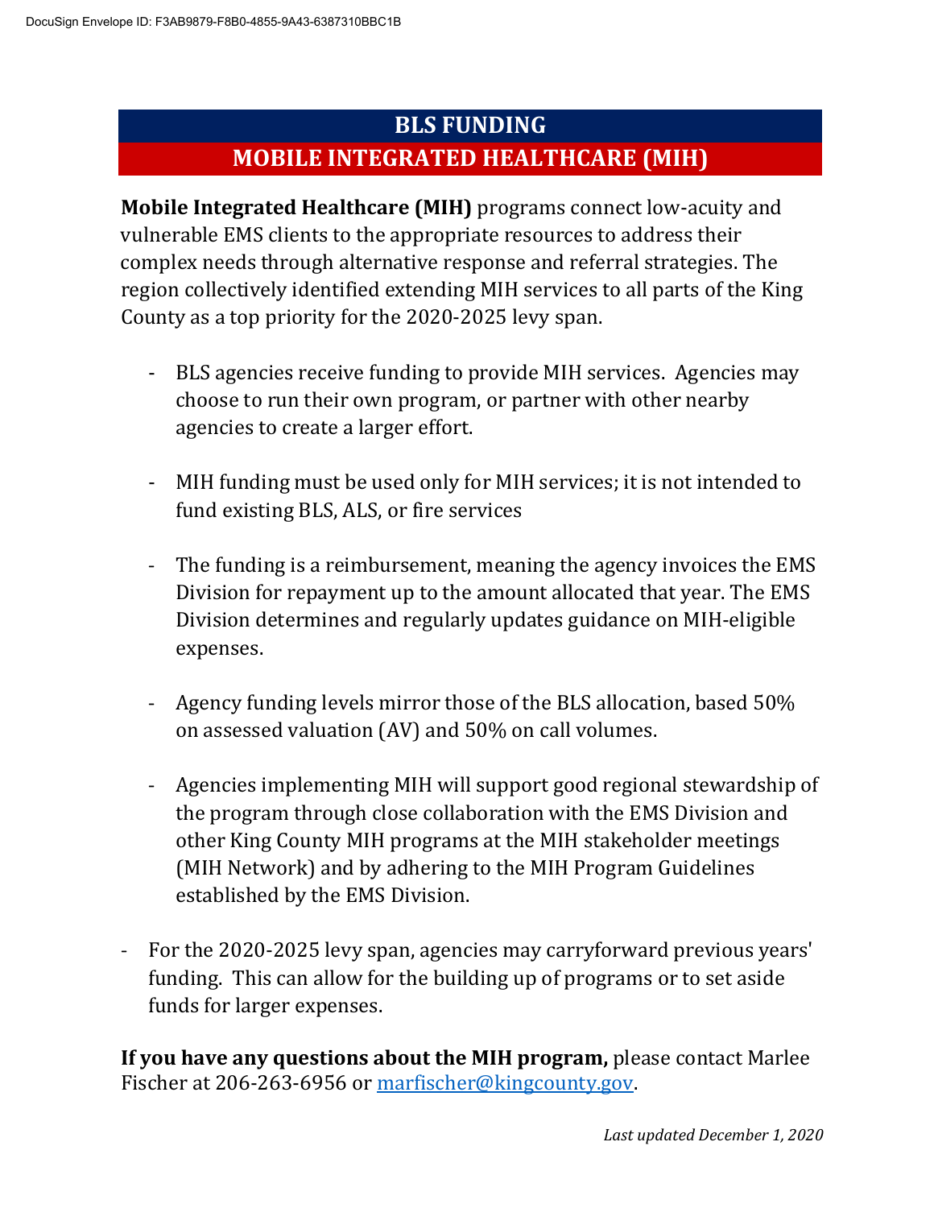# BLS FUNDING

## MOBILE INTEGRATED HEALTHCARE (MIH)

**Mobile Integrated Healthcare (MIH)** programs connect low-acuity and vulnerable EMS clients to the appropriate resources to address their complex needs through alternative response and referral strategies. The region collectively identified extending MIH services to all parts of the King County as a top priority for the 2020-2025 levy span.

- BLS agencies receive funding to provide MIH services. Agencies may choose to run their own program, or partner with other nearby agencies to create a larger effort.
- MIH funding must be used only for MIH services; it is not intended to fund existing BLS, ALS, or fire services
- The funding is a reimbursement, meaning the agency invoices the EMS Division for repayment up to the amount allocated that year. The EMS Division determines and regularly updates guidance on MIH-eligible expenses.
- Agency funding levels mirror those of the BLS allocation, based 50% on assessed valuation (AV) and 50% on call volumes.
- Agencies implementing MIH will support good regional stewardship of the program through close collaboration with the EMS Division and other King County MIH programs at the MIH stakeholder meetings (MIH Network) and by adhering to the MIH Program Guidelines established by the EMS Division.
- For the 2020-2025 levy span, agencies may carryforward previous years' funding. This can allow for the building up of programs or to set aside funds for larger expenses.

**If you have any questions about the MIH program,** please contact Marlee Fischer at 206-263-6956 or marfischer@kingcounty.gov.

*Last updated December 1, 2020*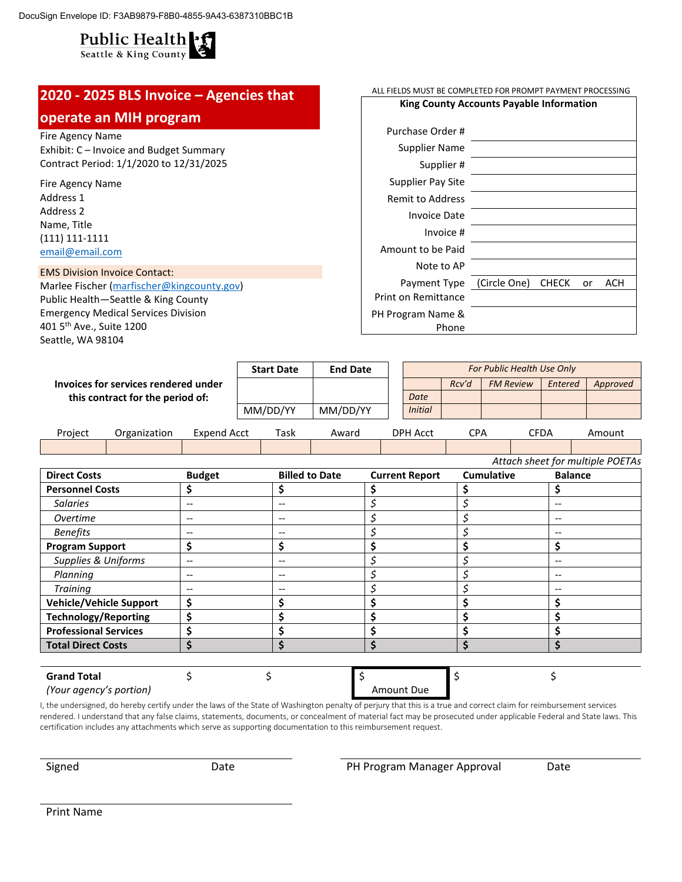DocuSign Envelope ID: F3AB9879-F8B0-4855-9A43-6387310BBC1B

Public Health
Seattle & King County

## 2020 - 2025 BLS Invoice – Agencies that operate an MIH program

Fire Agency Name
Exhibit: C – Invoice and Budget Summary
Contract Period: 1/1/2020 to 12/31/2025

Fire Agency Name
Address 1
Address 2
Name, Title
(111) 111-1111
email@email.com

EMS Division Invoice Contact:
Marlee Fischer (marfischer@kingcounty.gov)
Public Health—Seattle & King County
Emergency Medical Services Division
401 5th Ave., Suite 1200
Seattle, WA 98104

ALL FIELDS MUST BE COMPLETED FOR PROMPT PAYMENT PROCESSING

**King County Accounts Payable Information**

| | |
|---|---|
| Purchase Order # | |
| Supplier Name | |
| Supplier # | |
| Supplier Pay Site | |
| Remit to Address | |
| Invoice Date | |
| Invoice # | |
| Amount to be Paid | |
| Note to AP | |
| Payment Type | (Circle One) CHECK or ACH |
| Print on Remittance | |
| PH Program Name & Phone | |

**Invoices for services rendered under this contract for the period of:**

| Start Date | End Date |
|---|---|
| | |
| MM/DD/YY | MM/DD/YY |

| *For Public Health Use Only* | | | | |
|---|---|---|---|---|
| | *Rcv'd* | *FM Review* | *Entered* | *Approved* |
| *Date* | | | | |
| *Initial* | | | | |

| Project | Organization | Expend Acct | Task | Award | DPH Acct | CPA | CFDA | Amount |
|---|---|---|---|---|---|---|---|---|
| | | | | | | | | |

*Attach sheet for multiple POETAs*

| Direct Costs | Budget | Billed to Date | Current Report | Cumulative | Balance |
|---|---|---|---|---|---|
| **Personnel Costs** | **$** | **$** | **$** | **$** | **$** |
| *Salaries* | -- | -- | *$* | *$* | -- |
| *Overtime* | -- | -- | *$* | *$* | -- |
| *Benefits* | -- | -- | *$* | *$* | -- |
| **Program Support** | **$** | **$** | **$** | **$** | **$** |
| *Supplies & Uniforms* | -- | -- | *$* | *$* | -- |
| *Planning* | -- | -- | *$* | *$* | -- |
| *Training* | -- | -- | *$* | *$* | -- |
| **Vehicle/Vehicle Support** | **$** | **$** | **$** | **$** | **$** |
| **Technology/Reporting** | **$** | **$** | **$** | **$** | **$** |
| **Professional Services** | **$** | **$** | **$** | **$** | **$** |
| **Total Direct Costs** | **$** | **$** | **$** | **$** | **$** |
| **Grand Total** *(Your agency's portion)* | $ | $ | $ Amount Due | $ | $ |

I, the undersigned, do hereby certify under the laws of the State of Washington penalty of perjury that this is a true and correct claim for reimbursement services rendered. I understand that any false claims, statements, documents, or concealment of material fact may be prosecuted under applicable Federal and State laws. This certification includes any attachments which serve as supporting documentation to this reimbursement request.

Signed  Date

PH Program Manager Approval  Date

Print Name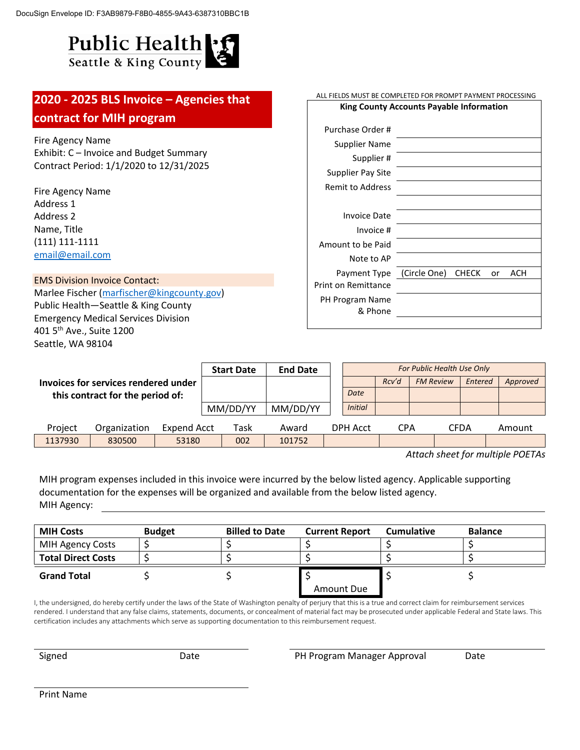DocuSign Envelope ID: F3AB9879-F8B0-4855-9A43-6387310BBC1B

# Public Health
Seattle & King County

## 2020 - 2025 BLS Invoice – Agencies that contract for MIH program

Fire Agency Name
Exhibit: C – Invoice and Budget Summary
Contract Period: 1/1/2020 to 12/31/2025

Fire Agency Name
Address 1
Address 2
Name, Title
(111) 111-1111
email@email.com

EMS Division Invoice Contact:
Marlee Fischer (marfischer@kingcounty.gov)
Public Health—Seattle & King County
Emergency Medical Services Division
401 5th Ave., Suite 1200
Seattle, WA 98104

ALL FIELDS MUST BE COMPLETED FOR PROMPT PAYMENT PROCESSING

**King County Accounts Payable Information**

| | |
|---|---|
| Purchase Order # | |
| Supplier Name | |
| Supplier # | |
| Supplier Pay Site | |
| Remit to Address | |
| | |
| Invoice Date | |
| Invoice # | |
| Amount to be Paid | |
| Note to AP | |
| Payment Type | (Circle One) CHECK or ACH |
| Print on Remittance | |
| PH Program Name & Phone | |

**Invoices for services rendered under this contract for the period of:**

| Start Date | End Date |
|---|---|
| | |
| MM/DD/YY | MM/DD/YY |

| *For Public Health Use Only* | | | | |
|---|---|---|---|---|
| | *Rcv'd* | *FM Review* | *Entered* | *Approved* |
| *Date* | | | | |
| *Initial* | | | | |

| Project | Organization | Expend Acct | Task | Award | DPH Acct | CPA | CFDA | Amount |
|---|---|---|---|---|---|---|---|---|
| 1137930 | 830500 | 53180 | 002 | 101752 | | | | |

*Attach sheet for multiple POETAs*

MIH program expenses included in this invoice were incurred by the below listed agency. Applicable supporting documentation for the expenses will be organized and available from the below listed agency.
MIH Agency: ______________________________

| MIH Costs | Budget | Billed to Date | Current Report | Cumulative | Balance |
|---|---|---|---|---|---|
| MIH Agency Costs | $ | $ | $ | $ | $ |
| **Total Direct Costs** | $ | $ | $ | $ | $ |
| **Grand Total** | $ | $ | $ Amount Due | $ | $ |

I, the undersigned, do hereby certify under the laws of the State of Washington penalty of perjury that this is a true and correct claim for reimbursement services rendered. I understand that any false claims, statements, documents, or concealment of material fact may be prosecuted under applicable Federal and State laws. This certification includes any attachments which serve as supporting documentation to this reimbursement request.

Signed ______________ Date ______________

PH Program Manager Approval ______________ Date ______________

Print Name ______________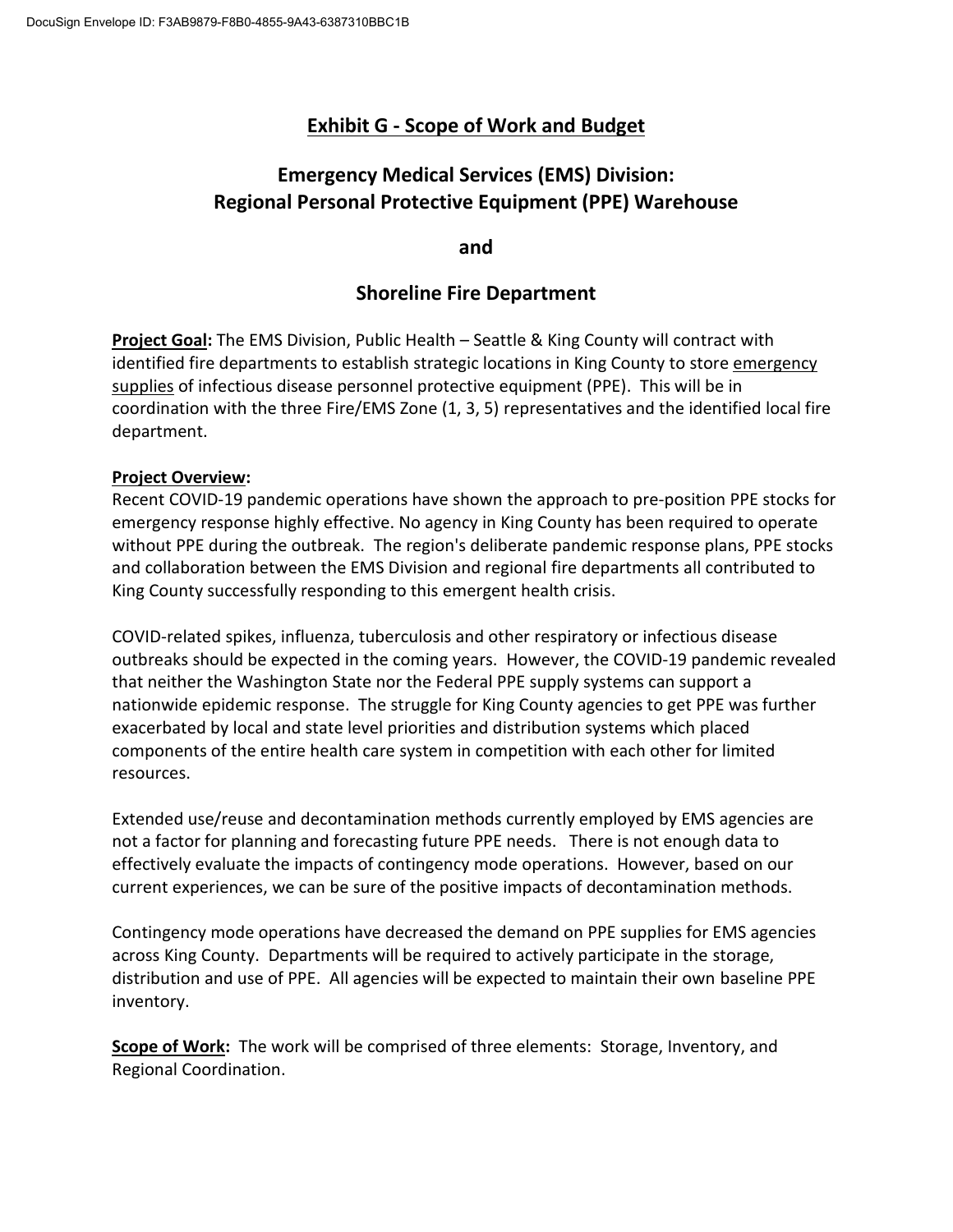## Exhibit G - Scope of Work and Budget

## Emergency Medical Services (EMS) Division: Regional Personal Protective Equipment (PPE) Warehouse

**and**

## Shoreline Fire Department

**Project Goal:** The EMS Division, Public Health – Seattle & King County will contract with identified fire departments to establish strategic locations in King County to store emergency supplies of infectious disease personnel protective equipment (PPE). This will be in coordination with the three Fire/EMS Zone (1, 3, 5) representatives and the identified local fire department.

**Project Overview:**

Recent COVID-19 pandemic operations have shown the approach to pre-position PPE stocks for emergency response highly effective. No agency in King County has been required to operate without PPE during the outbreak. The region's deliberate pandemic response plans, PPE stocks and collaboration between the EMS Division and regional fire departments all contributed to King County successfully responding to this emergent health crisis.

COVID-related spikes, influenza, tuberculosis and other respiratory or infectious disease outbreaks should be expected in the coming years. However, the COVID-19 pandemic revealed that neither the Washington State nor the Federal PPE supply systems can support a nationwide epidemic response. The struggle for King County agencies to get PPE was further exacerbated by local and state level priorities and distribution systems which placed components of the entire health care system in competition with each other for limited resources.

Extended use/reuse and decontamination methods currently employed by EMS agencies are not a factor for planning and forecasting future PPE needs. There is not enough data to effectively evaluate the impacts of contingency mode operations. However, based on our current experiences, we can be sure of the positive impacts of decontamination methods.

Contingency mode operations have decreased the demand on PPE supplies for EMS agencies across King County. Departments will be required to actively participate in the storage, distribution and use of PPE. All agencies will be expected to maintain their own baseline PPE inventory.

**Scope of Work:** The work will be comprised of three elements: Storage, Inventory, and Regional Coordination.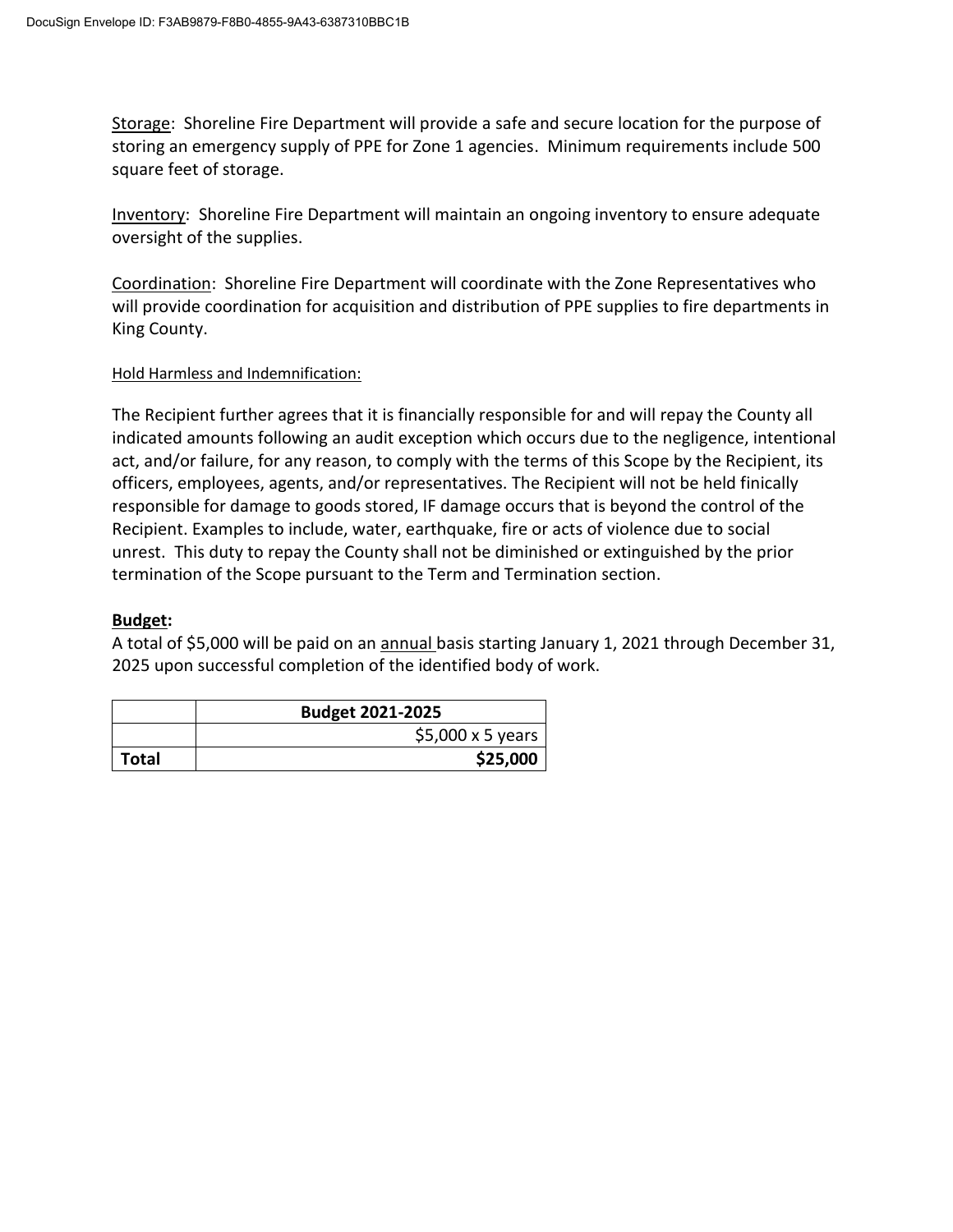Storage: Shoreline Fire Department will provide a safe and secure location for the purpose of storing an emergency supply of PPE for Zone 1 agencies. Minimum requirements include 500 square feet of storage.

Inventory: Shoreline Fire Department will maintain an ongoing inventory to ensure adequate oversight of the supplies.

Coordination: Shoreline Fire Department will coordinate with the Zone Representatives who will provide coordination for acquisition and distribution of PPE supplies to fire departments in King County.

Hold Harmless and Indemnification:

The Recipient further agrees that it is financially responsible for and will repay the County all indicated amounts following an audit exception which occurs due to the negligence, intentional act, and/or failure, for any reason, to comply with the terms of this Scope by the Recipient, its officers, employees, agents, and/or representatives. The Recipient will not be held finically responsible for damage to goods stored, IF damage occurs that is beyond the control of the Recipient. Examples to include, water, earthquake, fire or acts of violence due to social unrest. This duty to repay the County shall not be diminished or extinguished by the prior termination of the Scope pursuant to the Term and Termination section.

**Budget:**

A total of $5,000 will be paid on an annual basis starting January 1, 2021 through December 31, 2025 upon successful completion of the identified body of work.

| | **Budget 2021-2025** |
|---|---|
| | $5,000 x 5 years |
| **Total** | **$25,000** |